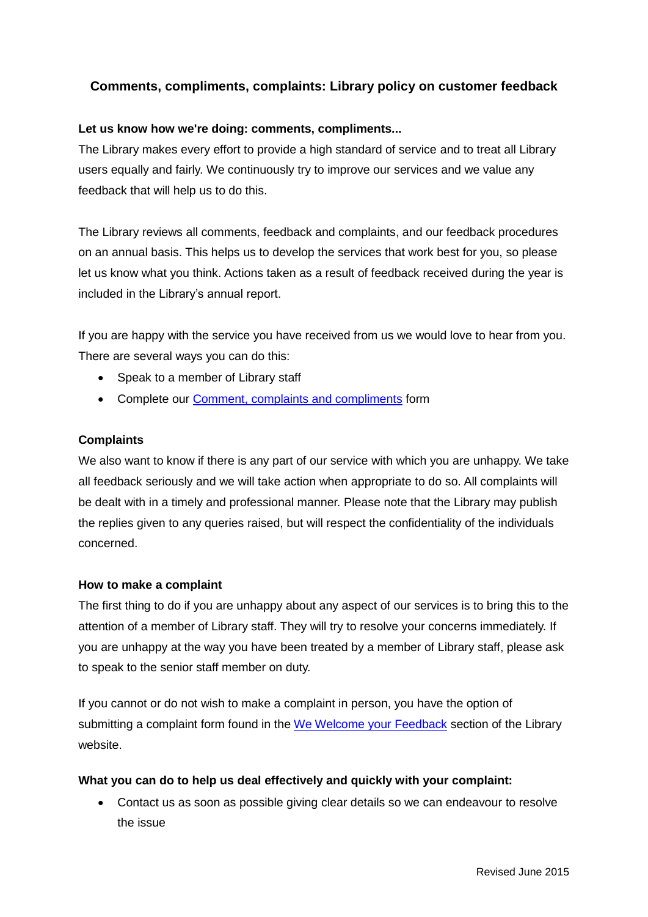# Comments, compliments, complaints: Library policy on customer feedback

## Let us know how we're doing: comments, compliments...

The Library makes every effort to provide a high standard of service and to treat all Library users equally and fairly. We continuously try to improve our services and we value any feedback that will help us to do this.

The Library reviews all comments, feedback and complaints, and our feedback procedures on an annual basis. This helps us to develop the services that work best for you, so please let us know what you think. Actions taken as a result of feedback received during the year is included in the Library's annual report.

If you are happy with the service you have received from us we would love to hear from you. There are several ways you can do this:

- Speak to a member of Library staff
- Complete our Comment, complaints and compliments form

## Complaints

We also want to know if there is any part of our service with which you are unhappy. We take all feedback seriously and we will take action when appropriate to do so. All complaints will be dealt with in a timely and professional manner. Please note that the Library may publish the replies given to any queries raised, but will respect the confidentiality of the individuals concerned.

## How to make a complaint

The first thing to do if you are unhappy about any aspect of our services is to bring this to the attention of a member of Library staff. They will try to resolve your concerns immediately. If you are unhappy at the way you have been treated by a member of Library staff, please ask to speak to the senior staff member on duty.

If you cannot or do not wish to make a complaint in person, you have the option of submitting a complaint form found in the We Welcome your Feedback section of the Library website.

## What you can do to help us deal effectively and quickly with your complaint:

- Contact us as soon as possible giving clear details so we can endeavour to resolve the issue

Revised June 2015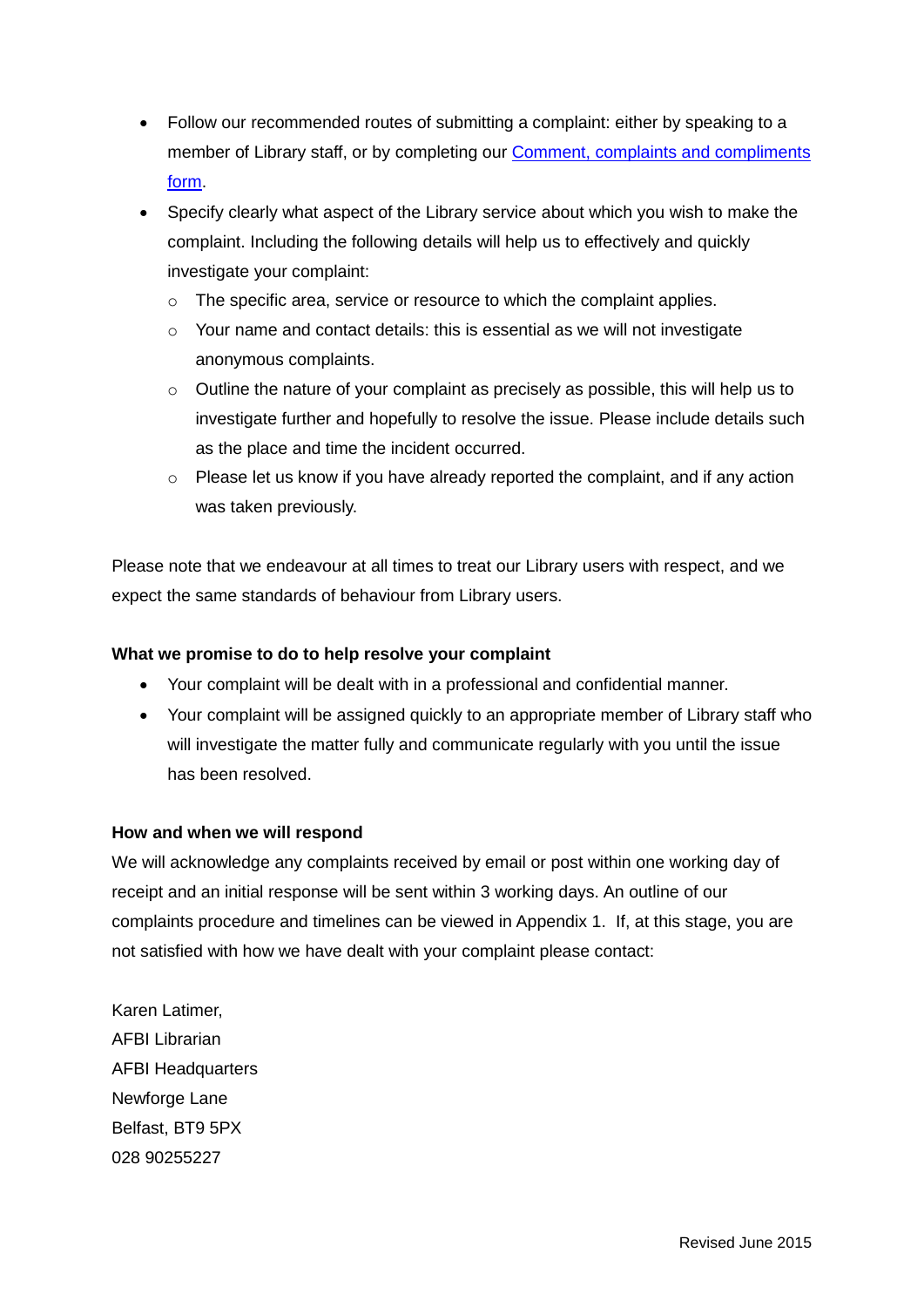- Follow our recommended routes of submitting a complaint: either by speaking to a member of Library staff, or by completing our [Comment, complaints and compliments form](#).
- Specify clearly what aspect of the Library service about which you wish to make the complaint. Including the following details will help us to effectively and quickly investigate your complaint:
    - The specific area, service or resource to which the complaint applies.
    - Your name and contact details: this is essential as we will not investigate anonymous complaints.
    - Outline the nature of your complaint as precisely as possible, this will help us to investigate further and hopefully to resolve the issue. Please include details such as the place and time the incident occurred.
    - Please let us know if you have already reported the complaint, and if any action was taken previously.

Please note that we endeavour at all times to treat our Library users with respect, and we expect the same standards of behaviour from Library users.

**What we promise to do to help resolve your complaint**

- Your complaint will be dealt with in a professional and confidential manner.
- Your complaint will be assigned quickly to an appropriate member of Library staff who will investigate the matter fully and communicate regularly with you until the issue has been resolved.

**How and when we will respond**

We will acknowledge any complaints received by email or post within one working day of receipt and an initial response will be sent within 3 working days. An outline of our complaints procedure and timelines can be viewed in Appendix 1. If, at this stage, you are not satisfied with how we have dealt with your complaint please contact:

Karen Latimer,
AFBI Librarian
AFBI Headquarters
Newforge Lane
Belfast, BT9 5PX
028 90255227

Revised June 2015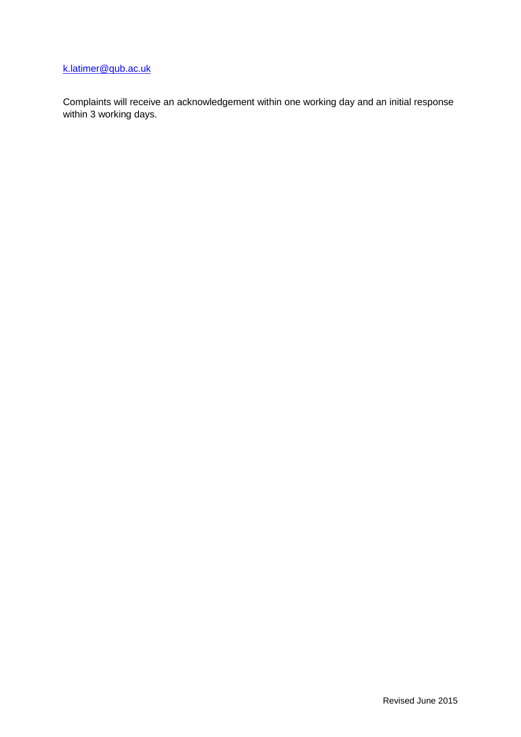k.latimer@qub.ac.uk

Complaints will receive an acknowledgement within one working day and an initial response within 3 working days.

Revised June 2015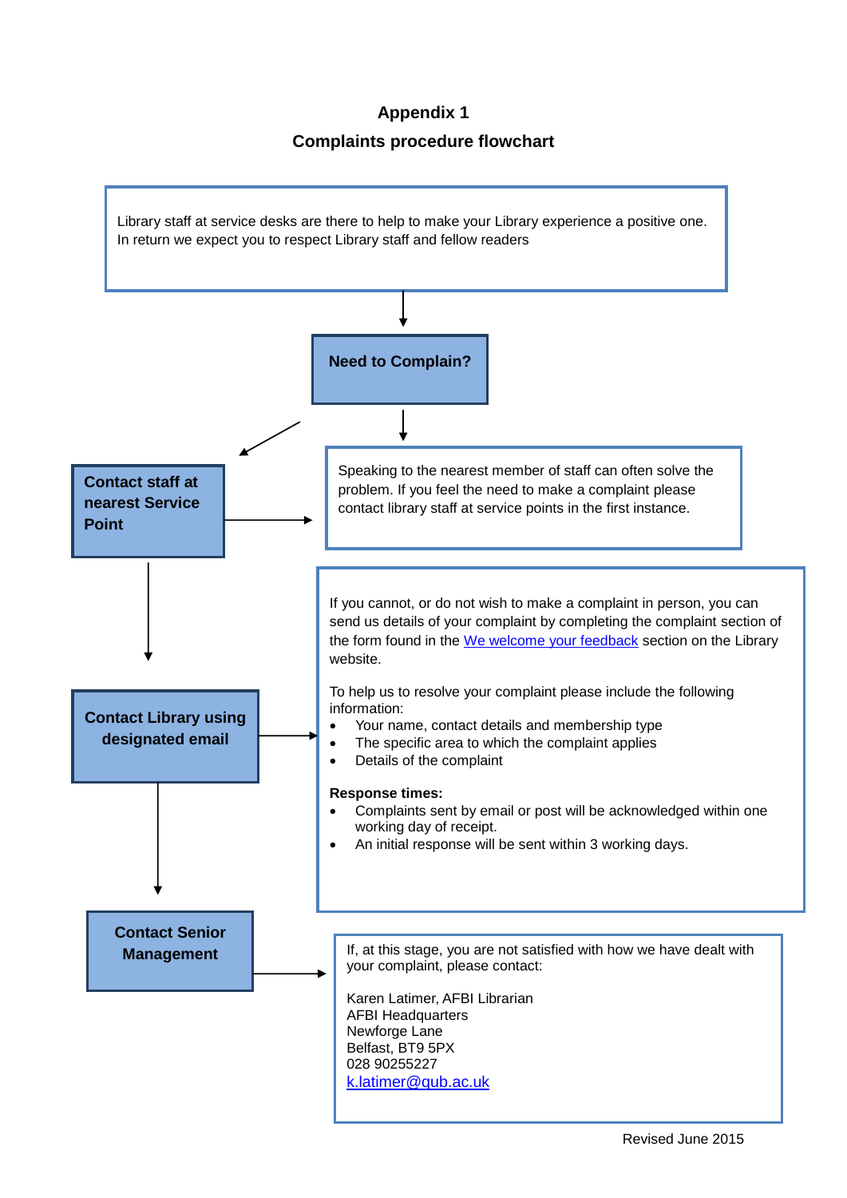# Appendix 1

## Complaints procedure flowchart

Library staff at service desks are there to help to make your Library experience a positive one. In return we expect you to respect Library staff and fellow readers

**Need to Complain?**

**Contact staff at nearest Service Point**

Speaking to the nearest member of staff can often solve the problem. If you feel the need to make a complaint please contact library staff at service points in the first instance.

**Contact Library using designated email**

If you cannot, or do not wish to make a complaint in person, you can send us details of your complaint by completing the complaint section of the form found in the We welcome your feedback section on the Library website.

To help us to resolve your complaint please include the following information:

- Your name, contact details and membership type
- The specific area to which the complaint applies
- Details of the complaint

**Response times:**

- Complaints sent by email or post will be acknowledged within one working day of receipt.
- An initial response will be sent within 3 working days.

**Contact Senior Management**

If, at this stage, you are not satisfied with how we have dealt with your complaint, please contact:

Karen Latimer, AFBI Librarian
AFBI Headquarters
Newforge Lane
Belfast, BT9 5PX
028 90255227
k.latimer@qub.ac.uk

Revised June 2015